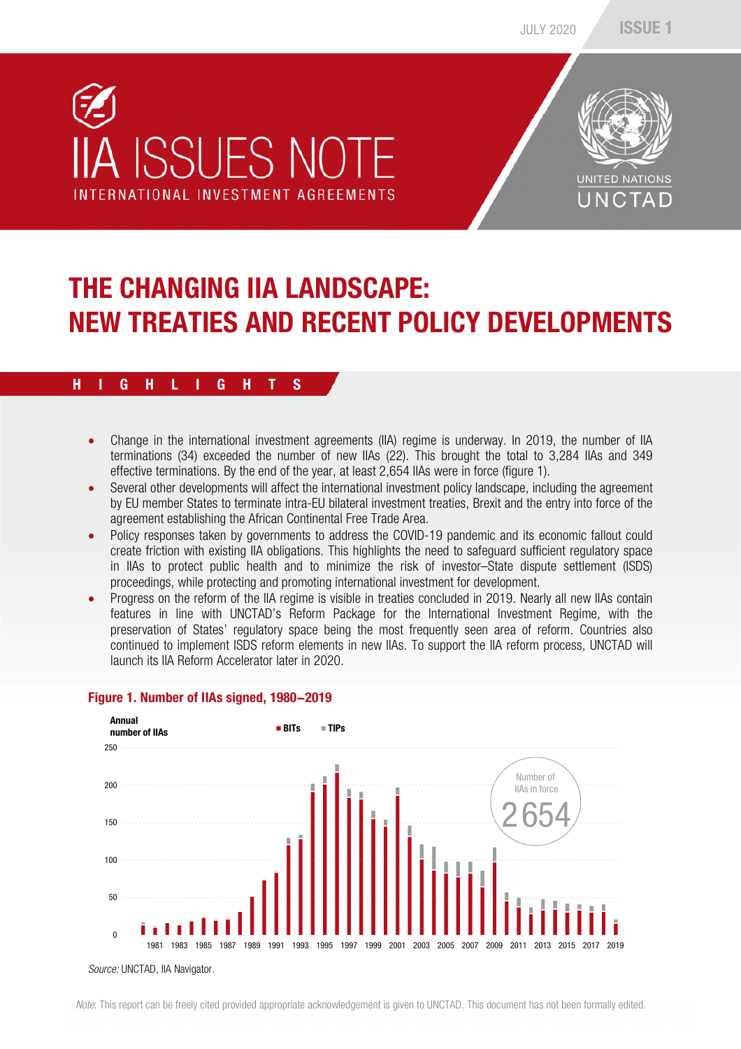# IIA ISSUES NOTE

INTERNATIONAL INVESTMENT AGREEMENTS

JULY 2020 ISSUE 1

UNITED NATIONS UNCTAD

# THE CHANGING IIA LANDSCAPE: NEW TREATIES AND RECENT POLICY DEVELOPMENTS

## HIGHLIGHTS

- Change in the international investment agreements (IIA) regime is underway. In 2019, the number of IIA terminations (34) exceeded the number of new IIAs (22). This brought the total to 3,284 IIAs and 349 effective terminations. By the end of the year, at least 2,654 IIAs were in force (figure 1).
- Several other developments will affect the international investment policy landscape, including the agreement by EU member States to terminate intra-EU bilateral investment treaties, Brexit and the entry into force of the agreement establishing the African Continental Free Trade Area.
- Policy responses taken by governments to address the COVID-19 pandemic and its economic fallout could create friction with existing IIA obligations. This highlights the need to safeguard sufficient regulatory space in IIAs to protect public health and to minimize the risk of investor–State dispute settlement (ISDS) proceedings, while protecting and promoting international investment for development.
- Progress on the reform of the IIA regime is visible in treaties concluded in 2019. Nearly all new IIAs contain features in line with UNCTAD's Reform Package for the International Investment Regime, with the preservation of States' regulatory space being the most frequently seen area of reform. Countries also continued to implement ISDS reform elements in new IIAs. To support the IIA reform process, UNCTAD will launch its IIA Reform Accelerator later in 2020.

**Figure 1. Number of IIAs signed, 1980–2019**

*Source:* UNCTAD, IIA Navigator.

*Note*: This report can be freely cited provided appropriate acknowledgement is given to UNCTAD. This document has not been formally edited.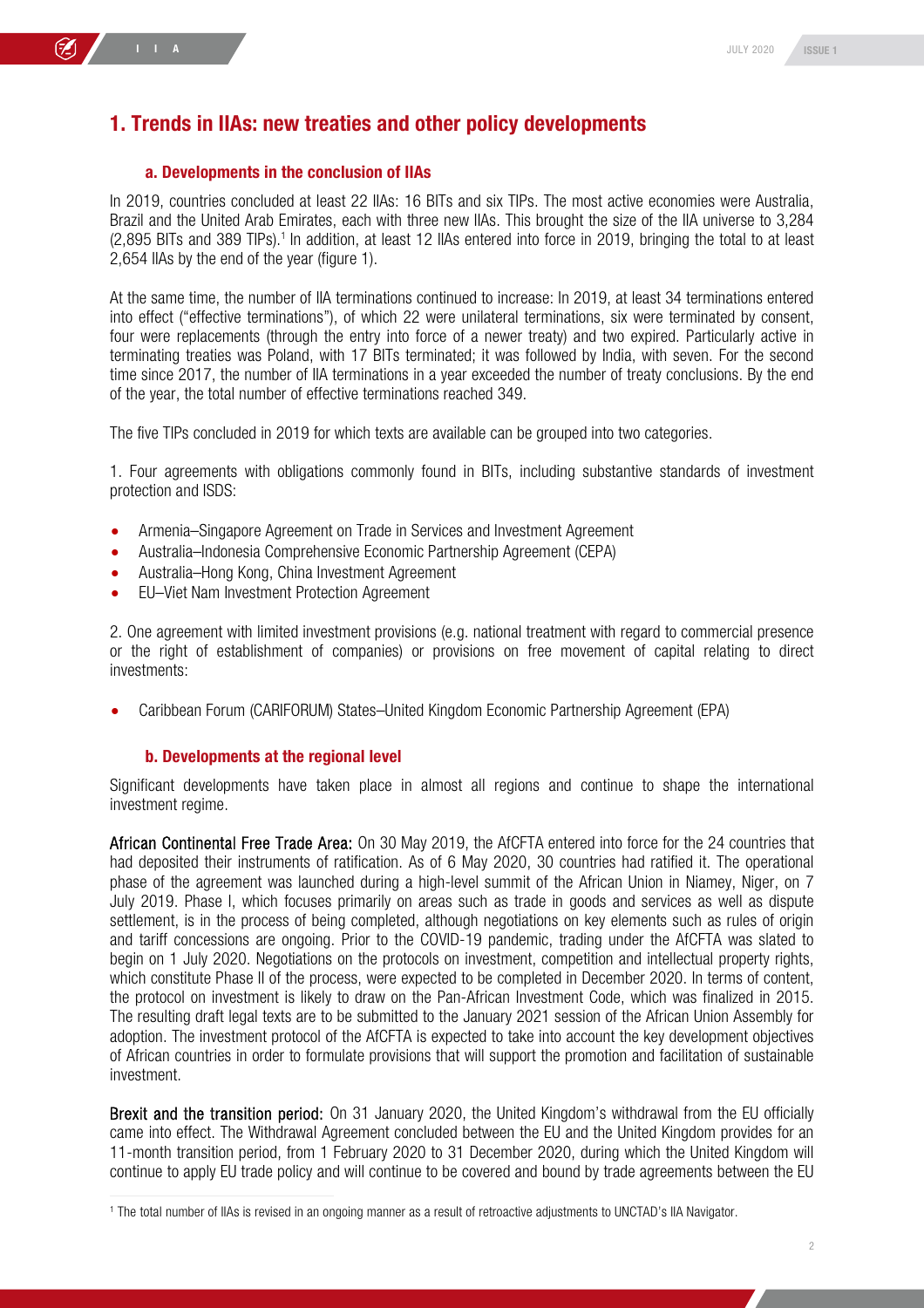## 1. Trends in IIAs: new treaties and other policy developments

### a. Developments in the conclusion of IIAs

In 2019, countries concluded at least 22 IIAs: 16 BITs and six TIPs. The most active economies were Australia, Brazil and the United Arab Emirates, each with three new IIAs. This brought the size of the IIA universe to 3,284 (2,895 BITs and 389 TIPs).[1] In addition, at least 12 IIAs entered into force in 2019, bringing the total to at least 2,654 IIAs by the end of the year (figure 1).

At the same time, the number of IIA terminations continued to increase: In 2019, at least 34 terminations entered into effect ("effective terminations"), of which 22 were unilateral terminations, six were terminated by consent, four were replacements (through the entry into force of a newer treaty) and two expired. Particularly active in terminating treaties was Poland, with 17 BITs terminated; it was followed by India, with seven. For the second time since 2017, the number of IIA terminations in a year exceeded the number of treaty conclusions. By the end of the year, the total number of effective terminations reached 349.

The five TIPs concluded in 2019 for which texts are available can be grouped into two categories.

1. Four agreements with obligations commonly found in BITs, including substantive standards of investment protection and ISDS:

- Armenia–Singapore Agreement on Trade in Services and Investment Agreement
- Australia–Indonesia Comprehensive Economic Partnership Agreement (CEPA)
- Australia–Hong Kong, China Investment Agreement
- EU–Viet Nam Investment Protection Agreement

2. One agreement with limited investment provisions (e.g. national treatment with regard to commercial presence or the right of establishment of companies) or provisions on free movement of capital relating to direct investments:

- Caribbean Forum (CARIFORUM) States–United Kingdom Economic Partnership Agreement (EPA)

### b. Developments at the regional level

Significant developments have taken place in almost all regions and continue to shape the international investment regime.

**African Continental Free Trade Area:** On 30 May 2019, the AfCFTA entered into force for the 24 countries that had deposited their instruments of ratification. As of 6 May 2020, 30 countries had ratified it. The operational phase of the agreement was launched during a high-level summit of the African Union in Niamey, Niger, on 7 July 2019. Phase I, which focuses primarily on areas such as trade in goods and services as well as dispute settlement, is in the process of being completed, although negotiations on key elements such as rules of origin and tariff concessions are ongoing. Prior to the COVID-19 pandemic, trading under the AfCFTA was slated to begin on 1 July 2020. Negotiations on the protocols on investment, competition and intellectual property rights, which constitute Phase II of the process, were expected to be completed in December 2020. In terms of content, the protocol on investment is likely to draw on the Pan-African Investment Code, which was finalized in 2015. The resulting draft legal texts are to be submitted to the January 2021 session of the African Union Assembly for adoption. The investment protocol of the AfCFTA is expected to take into account the key development objectives of African countries in order to formulate provisions that will support the promotion and facilitation of sustainable investment.

**Brexit and the transition period:** On 31 January 2020, the United Kingdom's withdrawal from the EU officially came into effect. The Withdrawal Agreement concluded between the EU and the United Kingdom provides for an 11-month transition period, from 1 February 2020 to 31 December 2020, during which the United Kingdom will continue to apply EU trade policy and will continue to be covered and bound by trade agreements between the EU

[1] The total number of IIAs is revised in an ongoing manner as a result of retroactive adjustments to UNCTAD's IIA Navigator.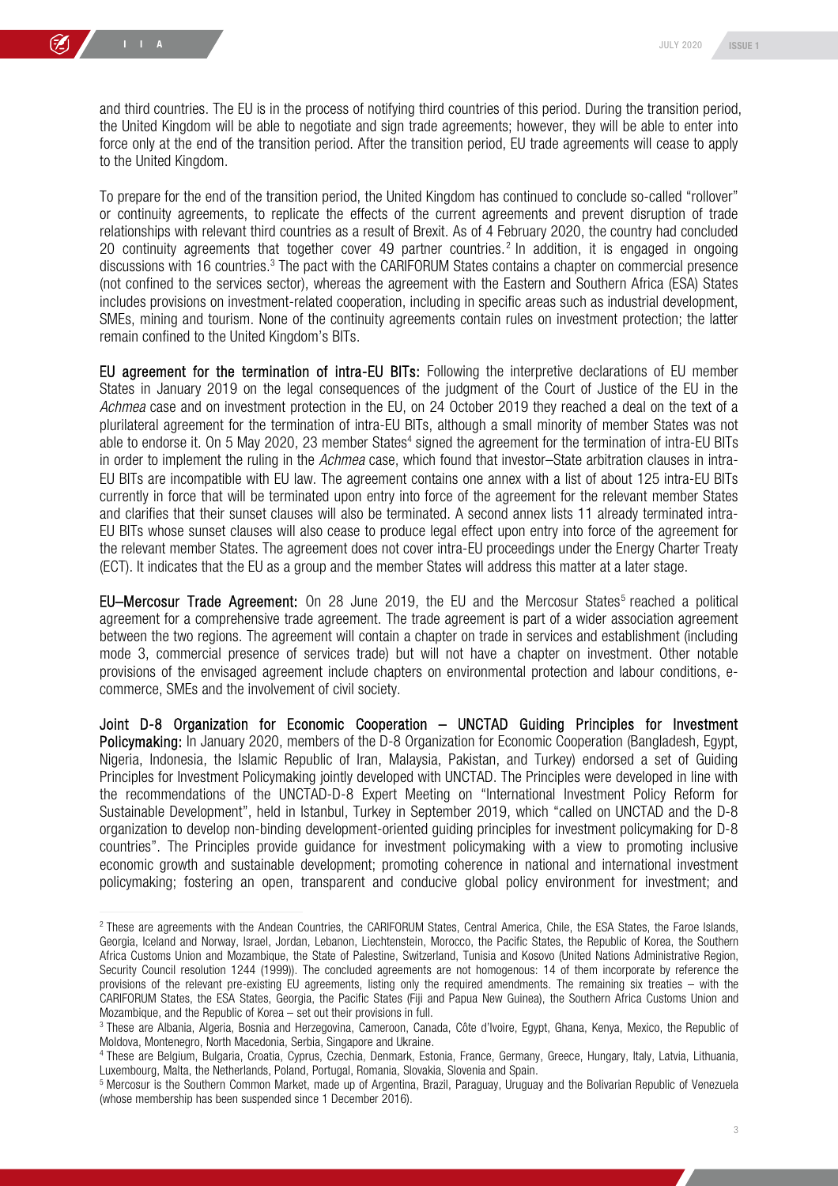and third countries. The EU is in the process of notifying third countries of this period. During the transition period, the United Kingdom will be able to negotiate and sign trade agreements; however, they will be able to enter into force only at the end of the transition period. After the transition period, EU trade agreements will cease to apply to the United Kingdom.

To prepare for the end of the transition period, the United Kingdom has continued to conclude so-called "rollover" or continuity agreements, to replicate the effects of the current agreements and prevent disruption of trade relationships with relevant third countries as a result of Brexit. As of 4 February 2020, the country had concluded 20 continuity agreements that together cover 49 partner countries.[2] In addition, it is engaged in ongoing discussions with 16 countries.[3] The pact with the CARIFORUM States contains a chapter on commercial presence (not confined to the services sector), whereas the agreement with the Eastern and Southern Africa (ESA) States includes provisions on investment-related cooperation, including in specific areas such as industrial development, SMEs, mining and tourism. None of the continuity agreements contain rules on investment protection; the latter remain confined to the United Kingdom's BITs.

**EU agreement for the termination of intra-EU BITs:** Following the interpretive declarations of EU member States in January 2019 on the legal consequences of the judgment of the Court of Justice of the EU in the *Achmea* case and on investment protection in the EU, on 24 October 2019 they reached a deal on the text of a plurilateral agreement for the termination of intra-EU BITs, although a small minority of member States was not able to endorse it. On 5 May 2020, 23 member States[4] signed the agreement for the termination of intra-EU BITs in order to implement the ruling in the *Achmea* case, which found that investor–State arbitration clauses in intra-EU BITs are incompatible with EU law. The agreement contains one annex with a list of about 125 intra-EU BITs currently in force that will be terminated upon entry into force of the agreement for the relevant member States and clarifies that their sunset clauses will also be terminated. A second annex lists 11 already terminated intra-EU BITs whose sunset clauses will also cease to produce legal effect upon entry into force of the agreement for the relevant member States. The agreement does not cover intra-EU proceedings under the Energy Charter Treaty (ECT). It indicates that the EU as a group and the member States will address this matter at a later stage.

**EU–Mercosur Trade Agreement:** On 28 June 2019, the EU and the Mercosur States[5] reached a political agreement for a comprehensive trade agreement. The trade agreement is part of a wider association agreement between the two regions. The agreement will contain a chapter on trade in services and establishment (including mode 3, commercial presence of services trade) but will not have a chapter on investment. Other notable provisions of the envisaged agreement include chapters on environmental protection and labour conditions, e-commerce, SMEs and the involvement of civil society.

**Joint D-8 Organization for Economic Cooperation – UNCTAD Guiding Principles for Investment Policymaking:** In January 2020, members of the D-8 Organization for Economic Cooperation (Bangladesh, Egypt, Nigeria, Indonesia, the Islamic Republic of Iran, Malaysia, Pakistan, and Turkey) endorsed a set of Guiding Principles for Investment Policymaking jointly developed with UNCTAD. The Principles were developed in line with the recommendations of the UNCTAD-D-8 Expert Meeting on "International Investment Policy Reform for Sustainable Development", held in Istanbul, Turkey in September 2019, which "called on UNCTAD and the D-8 organization to develop non-binding development-oriented guiding principles for investment policymaking for D-8 countries". The Principles provide guidance for investment policymaking with a view to promoting inclusive economic growth and sustainable development; promoting coherence in national and international investment policymaking; fostering an open, transparent and conducive global policy environment for investment; and

---

[2] These are agreements with the Andean Countries, the CARIFORUM States, Central America, Chile, the ESA States, the Faroe Islands, Georgia, Iceland and Norway, Israel, Jordan, Lebanon, Liechtenstein, Morocco, the Pacific States, the Republic of Korea, the Southern Africa Customs Union and Mozambique, the State of Palestine, Switzerland, Tunisia and Kosovo (United Nations Administrative Region, Security Council resolution 1244 (1999)). The concluded agreements are not homogenous: 14 of them incorporate by reference the provisions of the relevant pre-existing EU agreements, listing only the required amendments. The remaining six treaties – with the CARIFORUM States, the ESA States, Georgia, the Pacific States (Fiji and Papua New Guinea), the Southern Africa Customs Union and Mozambique, and the Republic of Korea – set out their provisions in full.

[3] These are Albania, Algeria, Bosnia and Herzegovina, Cameroon, Canada, Côte d'Ivoire, Egypt, Ghana, Kenya, Mexico, the Republic of Moldova, Montenegro, North Macedonia, Serbia, Singapore and Ukraine.

[4] These are Belgium, Bulgaria, Croatia, Cyprus, Czechia, Denmark, Estonia, France, Germany, Greece, Hungary, Italy, Latvia, Lithuania, Luxembourg, Malta, the Netherlands, Poland, Portugal, Romania, Slovakia, Slovenia and Spain.

[5] Mercosur is the Southern Common Market, made up of Argentina, Brazil, Paraguay, Uruguay and the Bolivarian Republic of Venezuela (whose membership has been suspended since 1 December 2016).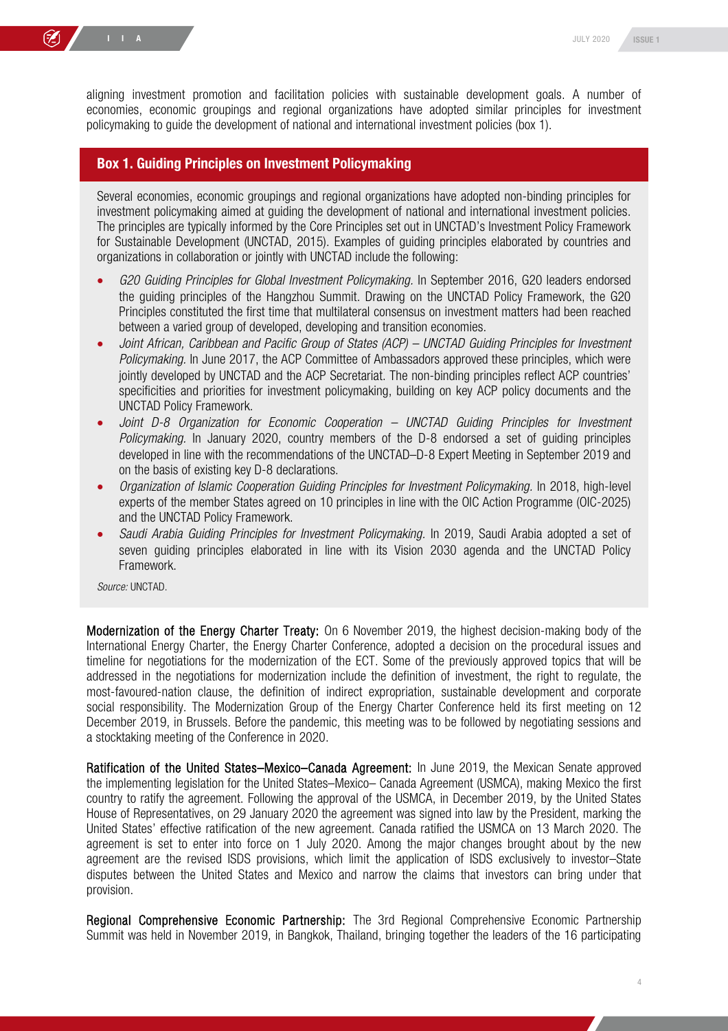aligning investment promotion and facilitation policies with sustainable development goals. A number of economies, economic groupings and regional organizations have adopted similar principles for investment policymaking to guide the development of national and international investment policies (box 1).

## Box 1. Guiding Principles on Investment Policymaking

Several economies, economic groupings and regional organizations have adopted non-binding principles for investment policymaking aimed at guiding the development of national and international investment policies. The principles are typically informed by the Core Principles set out in UNCTAD's Investment Policy Framework for Sustainable Development (UNCTAD, 2015). Examples of guiding principles elaborated by countries and organizations in collaboration or jointly with UNCTAD include the following:

- *G20 Guiding Principles for Global Investment Policymaking.* In September 2016, G20 leaders endorsed the guiding principles of the Hangzhou Summit. Drawing on the UNCTAD Policy Framework, the G20 Principles constituted the first time that multilateral consensus on investment matters had been reached between a varied group of developed, developing and transition economies.
- *Joint African, Caribbean and Pacific Group of States (ACP) – UNCTAD Guiding Principles for Investment Policymaking.* In June 2017, the ACP Committee of Ambassadors approved these principles, which were jointly developed by UNCTAD and the ACP Secretariat. The non-binding principles reflect ACP countries' specificities and priorities for investment policymaking, building on key ACP policy documents and the UNCTAD Policy Framework.
- *Joint D-8 Organization for Economic Cooperation – UNCTAD Guiding Principles for Investment Policymaking.* In January 2020, country members of the D-8 endorsed a set of guiding principles developed in line with the recommendations of the UNCTAD–D-8 Expert Meeting in September 2019 and on the basis of existing key D-8 declarations.
- *Organization of Islamic Cooperation Guiding Principles for Investment Policymaking.* In 2018, high-level experts of the member States agreed on 10 principles in line with the OIC Action Programme (OIC-2025) and the UNCTAD Policy Framework.
- *Saudi Arabia Guiding Principles for Investment Policymaking.* In 2019, Saudi Arabia adopted a set of seven guiding principles elaborated in line with its Vision 2030 agenda and the UNCTAD Policy Framework.

*Source:* UNCTAD.

**Modernization of the Energy Charter Treaty:** On 6 November 2019, the highest decision-making body of the International Energy Charter, the Energy Charter Conference, adopted a decision on the procedural issues and timeline for negotiations for the modernization of the ECT. Some of the previously approved topics that will be addressed in the negotiations for modernization include the definition of investment, the right to regulate, the most-favoured-nation clause, the definition of indirect expropriation, sustainable development and corporate social responsibility. The Modernization Group of the Energy Charter Conference held its first meeting on 12 December 2019, in Brussels. Before the pandemic, this meeting was to be followed by negotiating sessions and a stocktaking meeting of the Conference in 2020.

**Ratification of the United States–Mexico–Canada Agreement:** In June 2019, the Mexican Senate approved the implementing legislation for the United States–Mexico– Canada Agreement (USMCA), making Mexico the first country to ratify the agreement. Following the approval of the USMCA, in December 2019, by the United States House of Representatives, on 29 January 2020 the agreement was signed into law by the President, marking the United States' effective ratification of the new agreement. Canada ratified the USMCA on 13 March 2020. The agreement is set to enter into force on 1 July 2020. Among the major changes brought about by the new agreement are the revised ISDS provisions, which limit the application of ISDS exclusively to investor–State disputes between the United States and Mexico and narrow the claims that investors can bring under that provision.

**Regional Comprehensive Economic Partnership:** The 3rd Regional Comprehensive Economic Partnership Summit was held in November 2019, in Bangkok, Thailand, bringing together the leaders of the 16 participating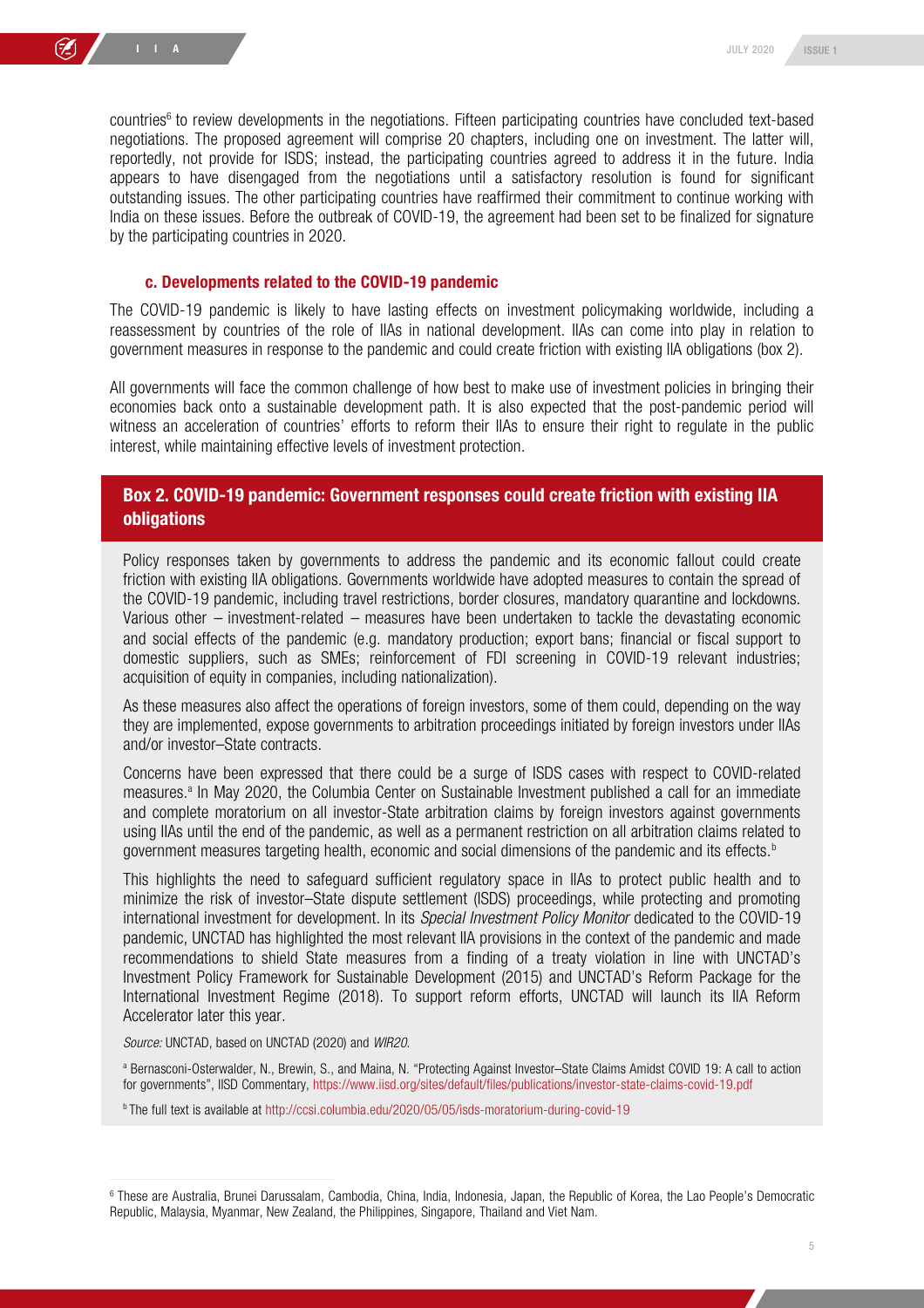countries[6] to review developments in the negotiations. Fifteen participating countries have concluded text-based negotiations. The proposed agreement will comprise 20 chapters, including one on investment. The latter will, reportedly, not provide for ISDS; instead, the participating countries agreed to address it in the future. India appears to have disengaged from the negotiations until a satisfactory resolution is found for significant outstanding issues. The other participating countries have reaffirmed their commitment to continue working with India on these issues. Before the outbreak of COVID-19, the agreement had been set to be finalized for signature by the participating countries in 2020.

### c. Developments related to the COVID-19 pandemic

The COVID-19 pandemic is likely to have lasting effects on investment policymaking worldwide, including a reassessment by countries of the role of IIAs in national development. IIAs can come into play in relation to government measures in response to the pandemic and could create friction with existing IIA obligations (box 2).

All governments will face the common challenge of how best to make use of investment policies in bringing their economies back onto a sustainable development path. It is also expected that the post-pandemic period will witness an acceleration of countries' efforts to reform their IIAs to ensure their right to regulate in the public interest, while maintaining effective levels of investment protection.

#### Box 2. COVID-19 pandemic: Government responses could create friction with existing IIA obligations

Policy responses taken by governments to address the pandemic and its economic fallout could create friction with existing IIA obligations. Governments worldwide have adopted measures to contain the spread of the COVID-19 pandemic, including travel restrictions, border closures, mandatory quarantine and lockdowns. Various other – investment-related – measures have been undertaken to tackle the devastating economic and social effects of the pandemic (e.g. mandatory production; export bans; financial or fiscal support to domestic suppliers, such as SMEs; reinforcement of FDI screening in COVID-19 relevant industries; acquisition of equity in companies, including nationalization).

As these measures also affect the operations of foreign investors, some of them could, depending on the way they are implemented, expose governments to arbitration proceedings initiated by foreign investors under IIAs and/or investor–State contracts.

Concerns have been expressed that there could be a surge of ISDS cases with respect to COVID-related measures.[a] In May 2020, the Columbia Center on Sustainable Investment published a call for an immediate and complete moratorium on all investor-State arbitration claims by foreign investors against governments using IIAs until the end of the pandemic, as well as a permanent restriction on all arbitration claims related to government measures targeting health, economic and social dimensions of the pandemic and its effects.[b]

This highlights the need to safeguard sufficient regulatory space in IIAs to protect public health and to minimize the risk of investor–State dispute settlement (ISDS) proceedings, while protecting and promoting international investment for development. In its *Special Investment Policy Monitor* dedicated to the COVID-19 pandemic, UNCTAD has highlighted the most relevant IIA provisions in the context of the pandemic and made recommendations to shield State measures from a finding of a treaty violation in line with UNCTAD's Investment Policy Framework for Sustainable Development (2015) and UNCTAD's Reform Package for the International Investment Regime (2018). To support reform efforts, UNCTAD will launch its IIA Reform Accelerator later this year.

*Source:* UNCTAD, based on UNCTAD (2020) and *WIR20*.

[a] Bernasconi-Osterwalder, N., Brewin, S., and Maina, N. "Protecting Against Investor–State Claims Amidst COVID 19: A call to action for governments", IISD Commentary, https://www.iisd.org/sites/default/files/publications/investor-state-claims-covid-19.pdf

[b] The full text is available at http://ccsi.columbia.edu/2020/05/05/isds-moratorium-during-covid-19

[6] These are Australia, Brunei Darussalam, Cambodia, China, India, Indonesia, Japan, the Republic of Korea, the Lao People's Democratic Republic, Malaysia, Myanmar, New Zealand, the Philippines, Singapore, Thailand and Viet Nam.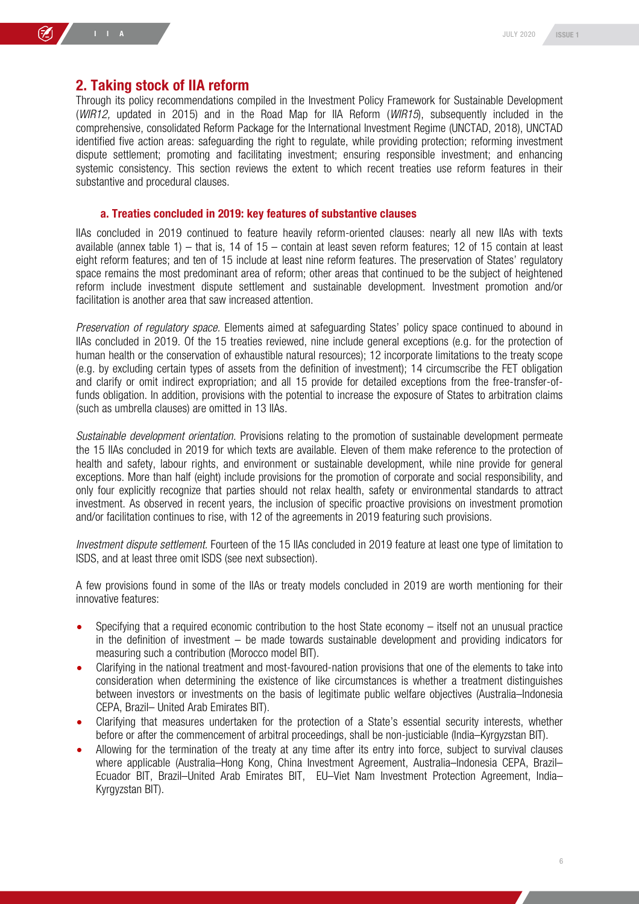## 2. Taking stock of IIA reform

Through its policy recommendations compiled in the Investment Policy Framework for Sustainable Development (*WIR12,* updated in 2015) and in the Road Map for IIA Reform (*WIR15*), subsequently included in the comprehensive, consolidated Reform Package for the International Investment Regime (UNCTAD, 2018), UNCTAD identified five action areas: safeguarding the right to regulate, while providing protection; reforming investment dispute settlement; promoting and facilitating investment; ensuring responsible investment; and enhancing systemic consistency. This section reviews the extent to which recent treaties use reform features in their substantive and procedural clauses.

### a. Treaties concluded in 2019: key features of substantive clauses

IIAs concluded in 2019 continued to feature heavily reform-oriented clauses: nearly all new IIAs with texts available (annex table 1) – that is, 14 of 15 – contain at least seven reform features; 12 of 15 contain at least eight reform features; and ten of 15 include at least nine reform features. The preservation of States' regulatory space remains the most predominant area of reform; other areas that continued to be the subject of heightened reform include investment dispute settlement and sustainable development. Investment promotion and/or facilitation is another area that saw increased attention.

*Preservation of regulatory space.* Elements aimed at safeguarding States' policy space continued to abound in IIAs concluded in 2019. Of the 15 treaties reviewed, nine include general exceptions (e.g. for the protection of human health or the conservation of exhaustible natural resources); 12 incorporate limitations to the treaty scope (e.g. by excluding certain types of assets from the definition of investment); 14 circumscribe the FET obligation and clarify or omit indirect expropriation; and all 15 provide for detailed exceptions from the free-transfer-of-funds obligation. In addition, provisions with the potential to increase the exposure of States to arbitration claims (such as umbrella clauses) are omitted in 13 IIAs.

*Sustainable development orientation.* Provisions relating to the promotion of sustainable development permeate the 15 IIAs concluded in 2019 for which texts are available. Eleven of them make reference to the protection of health and safety, labour rights, and environment or sustainable development, while nine provide for general exceptions. More than half (eight) include provisions for the promotion of corporate and social responsibility, and only four explicitly recognize that parties should not relax health, safety or environmental standards to attract investment. As observed in recent years, the inclusion of specific proactive provisions on investment promotion and/or facilitation continues to rise, with 12 of the agreements in 2019 featuring such provisions.

*Investment dispute settlement.* Fourteen of the 15 IIAs concluded in 2019 feature at least one type of limitation to ISDS, and at least three omit ISDS (see next subsection).

A few provisions found in some of the IIAs or treaty models concluded in 2019 are worth mentioning for their innovative features:

- Specifying that a required economic contribution to the host State economy – itself not an unusual practice in the definition of investment – be made towards sustainable development and providing indicators for measuring such a contribution (Morocco model BIT).
- Clarifying in the national treatment and most-favoured-nation provisions that one of the elements to take into consideration when determining the existence of like circumstances is whether a treatment distinguishes between investors or investments on the basis of legitimate public welfare objectives (Australia–Indonesia CEPA, Brazil– United Arab Emirates BIT).
- Clarifying that measures undertaken for the protection of a State's essential security interests, whether before or after the commencement of arbitral proceedings, shall be non-justiciable (India–Kyrgyzstan BIT).
- Allowing for the termination of the treaty at any time after its entry into force, subject to survival clauses where applicable (Australia–Hong Kong, China Investment Agreement, Australia–Indonesia CEPA, Brazil–Ecuador BIT, Brazil–United Arab Emirates BIT, EU–Viet Nam Investment Protection Agreement, India–Kyrgyzstan BIT).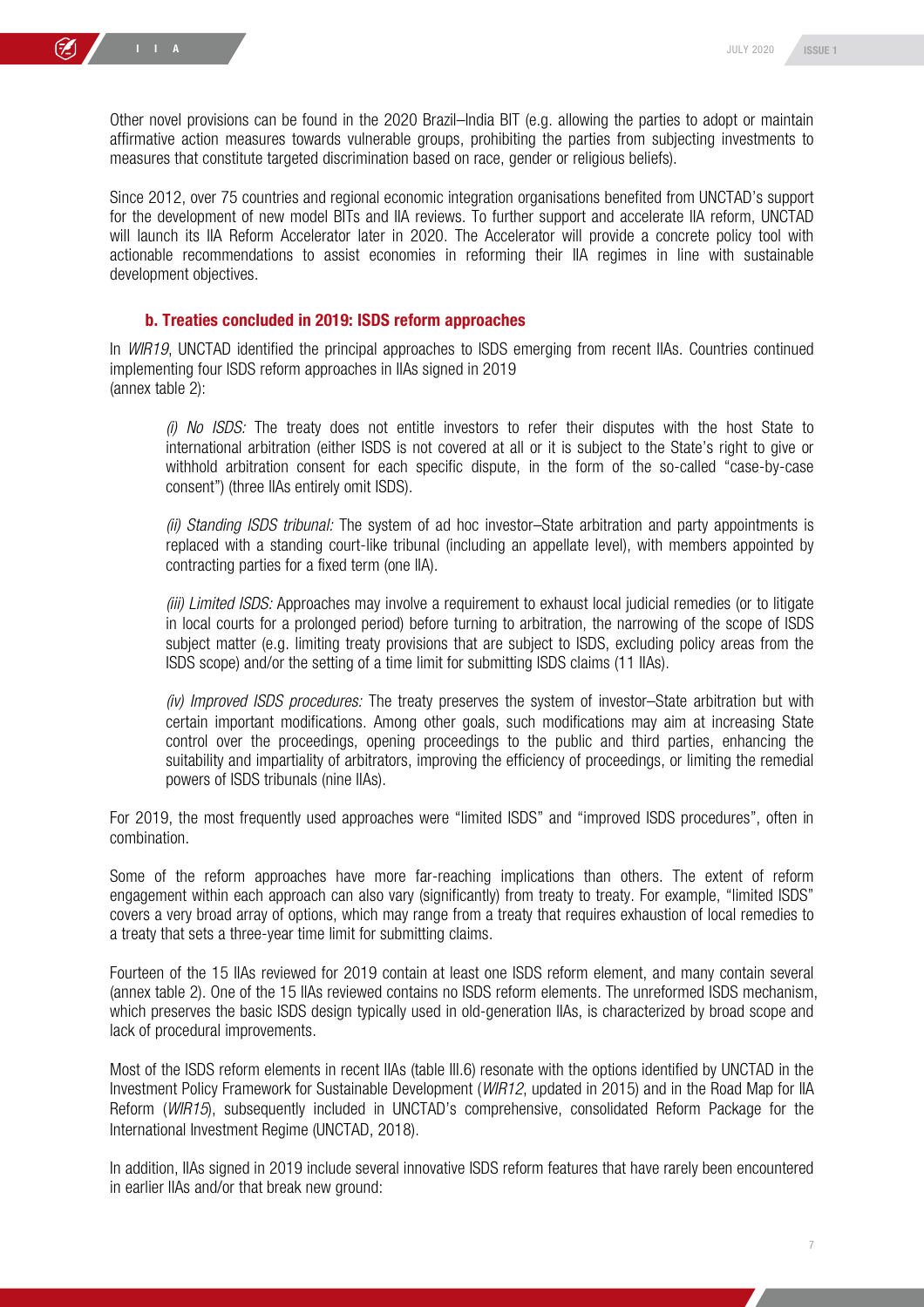Other novel provisions can be found in the 2020 Brazil–India BIT (e.g. allowing the parties to adopt or maintain affirmative action measures towards vulnerable groups, prohibiting the parties from subjecting investments to measures that constitute targeted discrimination based on race, gender or religious beliefs).

Since 2012, over 75 countries and regional economic integration organisations benefited from UNCTAD's support for the development of new model BITs and IIA reviews. To further support and accelerate IIA reform, UNCTAD will launch its IIA Reform Accelerator later in 2020. The Accelerator will provide a concrete policy tool with actionable recommendations to assist economies in reforming their IIA regimes in line with sustainable development objectives.

### b. Treaties concluded in 2019: ISDS reform approaches

In *WIR19*, UNCTAD identified the principal approaches to ISDS emerging from recent IIAs. Countries continued implementing four ISDS reform approaches in IIAs signed in 2019 (annex table 2):

> *(i) No ISDS:* The treaty does not entitle investors to refer their disputes with the host State to international arbitration (either ISDS is not covered at all or it is subject to the State's right to give or withhold arbitration consent for each specific dispute, in the form of the so-called "case-by-case consent") (three IIAs entirely omit ISDS).
>
> *(ii) Standing ISDS tribunal:* The system of ad hoc investor–State arbitration and party appointments is replaced with a standing court-like tribunal (including an appellate level), with members appointed by contracting parties for a fixed term (one IIA).
>
> *(iii) Limited ISDS:* Approaches may involve a requirement to exhaust local judicial remedies (or to litigate in local courts for a prolonged period) before turning to arbitration, the narrowing of the scope of ISDS subject matter (e.g. limiting treaty provisions that are subject to ISDS, excluding policy areas from the ISDS scope) and/or the setting of a time limit for submitting ISDS claims (11 IIAs).
>
> *(iv) Improved ISDS procedures:* The treaty preserves the system of investor–State arbitration but with certain important modifications. Among other goals, such modifications may aim at increasing State control over the proceedings, opening proceedings to the public and third parties, enhancing the suitability and impartiality of arbitrators, improving the efficiency of proceedings, or limiting the remedial powers of ISDS tribunals (nine IIAs).

For 2019, the most frequently used approaches were "limited ISDS" and "improved ISDS procedures", often in combination.

Some of the reform approaches have more far-reaching implications than others. The extent of reform engagement within each approach can also vary (significantly) from treaty to treaty. For example, "limited ISDS" covers a very broad array of options, which may range from a treaty that requires exhaustion of local remedies to a treaty that sets a three-year time limit for submitting claims.

Fourteen of the 15 IIAs reviewed for 2019 contain at least one ISDS reform element, and many contain several (annex table 2). One of the 15 IIAs reviewed contains no ISDS reform elements. The unreformed ISDS mechanism, which preserves the basic ISDS design typically used in old-generation IIAs, is characterized by broad scope and lack of procedural improvements.

Most of the ISDS reform elements in recent IIAs (table III.6) resonate with the options identified by UNCTAD in the Investment Policy Framework for Sustainable Development (*WIR12*, updated in 2015) and in the Road Map for IIA Reform (*WIR15*), subsequently included in UNCTAD's comprehensive, consolidated Reform Package for the International Investment Regime (UNCTAD, 2018).

In addition, IIAs signed in 2019 include several innovative ISDS reform features that have rarely been encountered in earlier IIAs and/or that break new ground: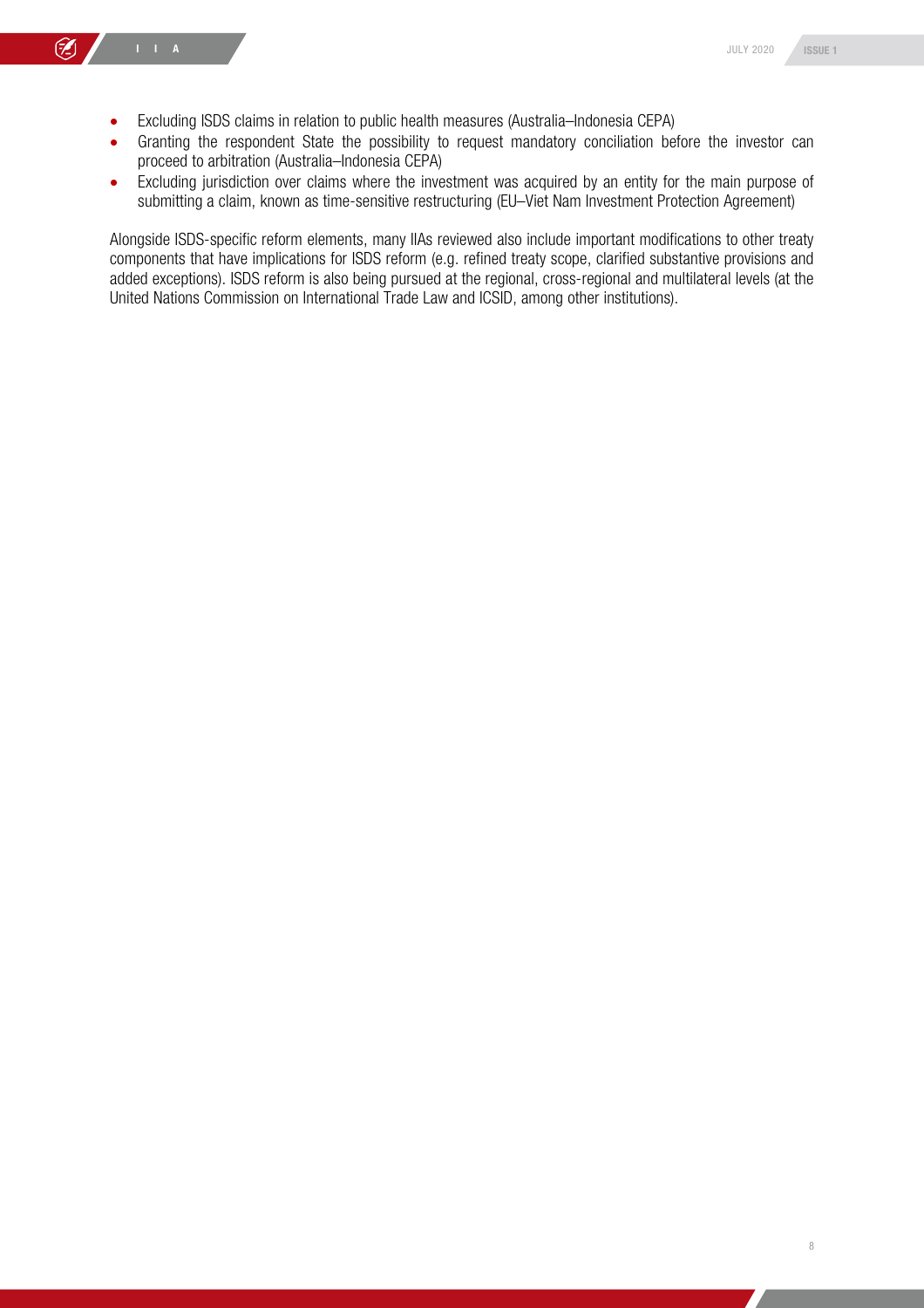- Excluding ISDS claims in relation to public health measures (Australia–Indonesia CEPA)
- Granting the respondent State the possibility to request mandatory conciliation before the investor can proceed to arbitration (Australia–Indonesia CEPA)
- Excluding jurisdiction over claims where the investment was acquired by an entity for the main purpose of submitting a claim, known as time-sensitive restructuring (EU–Viet Nam Investment Protection Agreement)

Alongside ISDS-specific reform elements, many IIAs reviewed also include important modifications to other treaty components that have implications for ISDS reform (e.g. refined treaty scope, clarified substantive provisions and added exceptions). ISDS reform is also being pursued at the regional, cross-regional and multilateral levels (at the United Nations Commission on International Trade Law and ICSID, among other institutions).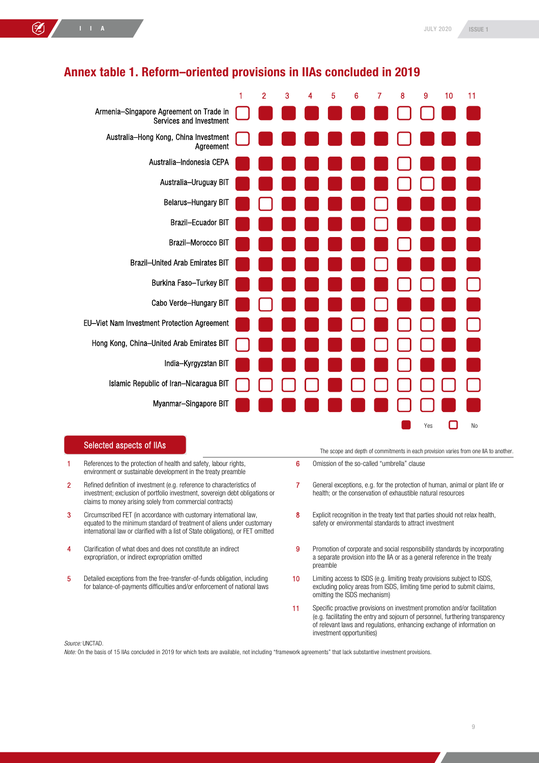## Annex table 1. Reform–oriented provisions in IIAs concluded in 2019

| | 1 | 2 | 3 | 4 | 5 | 6 | 7 | 8 | 9 | 10 | 11 |
|---|---|---|---|---|---|---|---|---|---|---|---|
| Armenia–Singapore Agreement on Trade in Services and Investment | No | Yes | Yes | Yes | Yes | Yes | Yes | No | No | Yes | Yes |
| Australia–Hong Kong, China Investment Agreement | No | Yes | Yes | Yes | Yes | Yes | Yes | No | Yes | Yes | Yes |
| Australia–Indonesia CEPA | Yes | Yes | Yes | Yes | Yes | Yes | Yes | No | Yes | Yes | Yes |
| Australia–Uruguay BIT | Yes | Yes | Yes | Yes | Yes | Yes | Yes | No | No | Yes | Yes |
| Belarus–Hungary BIT | Yes | No | Yes | Yes | Yes | Yes | No | Yes | Yes | Yes | Yes |
| Brazil–Ecuador BIT | Yes | Yes | Yes | Yes | Yes | Yes | No | Yes | Yes | Yes | Yes |
| Brazil–Morocco BIT | Yes | Yes | Yes | Yes | Yes | Yes | Yes | No | Yes | Yes | Yes |
| Brazil–United Arab Emirates BIT | Yes | Yes | Yes | Yes | Yes | Yes | No | Yes | Yes | Yes | Yes |
| Burkina Faso–Turkey BIT | Yes | Yes | Yes | Yes | Yes | Yes | Yes | No | No | Yes | No |
| Cabo Verde–Hungary BIT | Yes | No | Yes | Yes | Yes | Yes | No | Yes | Yes | Yes | Yes |
| EU–Viet Nam Investment Protection Agreement | Yes | Yes | Yes | Yes | Yes | No | Yes | No | No | Yes | No |
| Hong Kong, China–United Arab Emirates BIT | No | Yes | Yes | Yes | Yes | Yes | No | No | No | Yes | Yes |
| India–Kyrgyzstan BIT | Yes | Yes | Yes | Yes | Yes | Yes | Yes | No | Yes | Yes | Yes |
| Islamic Republic of Iran–Nicaragua BIT | No | No | No | No | Yes | No | No | No | No | No | No |
| Myanmar–Singapore BIT | Yes | Yes | Yes | Yes | Yes | Yes | Yes | No | No | Yes | Yes |

### Selected aspects of IIAs

The scope and depth of commitments in each provision varies from one IIA to another.

1. References to the protection of health and safety, labour rights, environment or sustainable development in the treaty preamble
2. Refined definition of investment (e.g. reference to characteristics of investment; exclusion of portfolio investment, sovereign debt obligations or claims to money arising solely from commercial contracts)
3. Circumscribed FET (in accordance with customary international law, equated to the minimum standard of treatment of aliens under customary international law or clarified with a list of State obligations), or FET omitted
4. Clarification of what does and does not constitute an indirect expropriation, or indirect expropriation omitted
5. Detailed exceptions from the free-transfer-of-funds obligation, including for balance-of-payments difficulties and/or enforcement of national laws
6. Omission of the so-called "umbrella" clause
7. General exceptions, e.g. for the protection of human, animal or plant life or health; or the conservation of exhaustible natural resources
8. Explicit recognition in the treaty text that parties should not relax health, safety or environmental standards to attract investment
9. Promotion of corporate and social responsibility standards by incorporating a separate provision into the IIA or as a general reference in the treaty preamble
10. Limiting access to ISDS (e.g. limiting treaty provisions subject to ISDS, excluding policy areas from ISDS, limiting time period to submit claims, omitting the ISDS mechanism)
11. Specific proactive provisions on investment promotion and/or facilitation (e.g. facilitating the entry and sojourn of personnel, furthering transparency of relevant laws and regulations, enhancing exchange of information on investment opportunities)

*Source:* UNCTAD.
*Note:* On the basis of 15 IIAs concluded in 2019 for which texts are available, not including "framework agreements" that lack substantive investment provisions.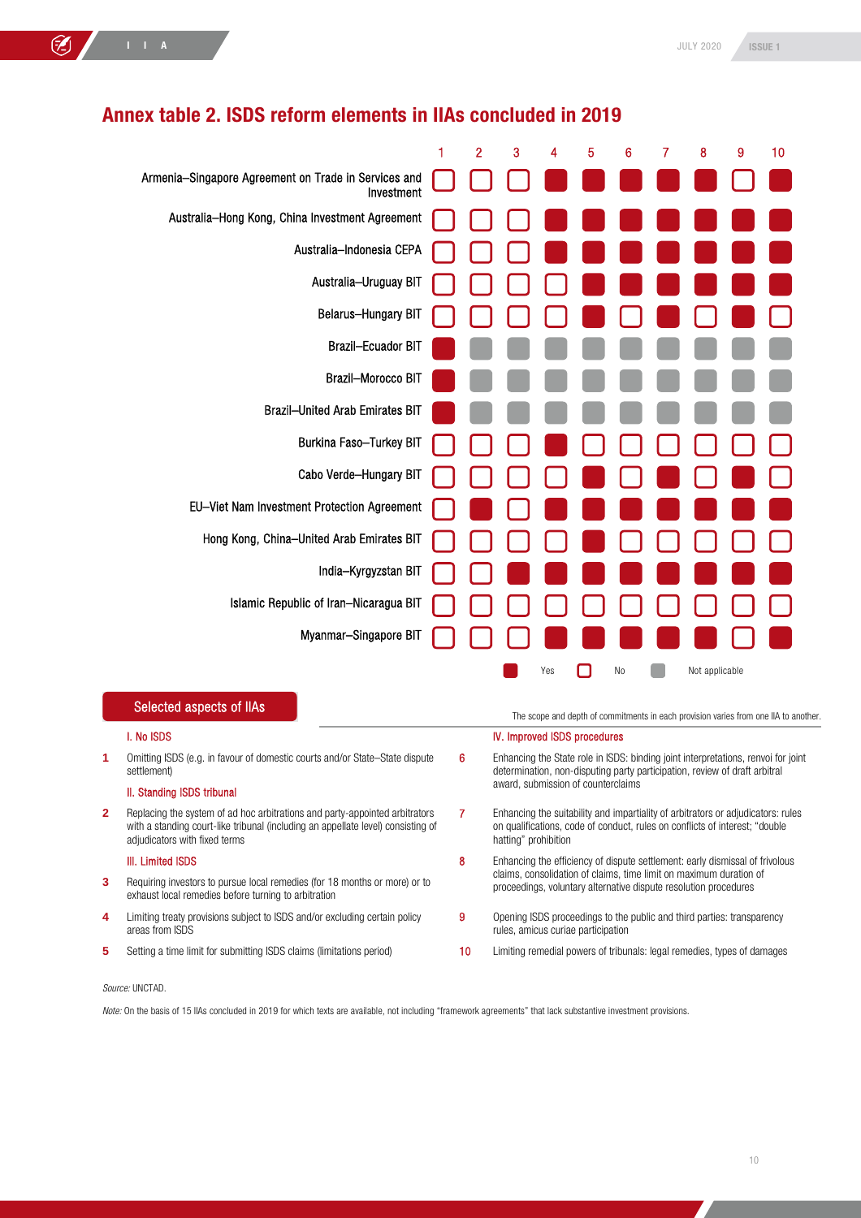## Annex table 2. ISDS reform elements in IIAs concluded in 2019

| | 1 | 2 | 3 | 4 | 5 | 6 | 7 | 8 | 9 | 10 |
|---|---|---|---|---|---|---|---|---|---|---|
| Armenia–Singapore Agreement on Trade in Services and Investment | No | No | No | Yes | Yes | Yes | Yes | Yes | No | Yes |
| Australia–Hong Kong, China Investment Agreement | No | No | No | Yes | Yes | Yes | Yes | Yes | Yes | Yes |
| Australia–Indonesia CEPA | No | No | No | Yes | Yes | Yes | Yes | Yes | Yes | Yes |
| Australia–Uruguay BIT | No | No | No | No | Yes | Yes | Yes | Yes | Yes | Yes |
| Belarus–Hungary BIT | No | No | No | No | Yes | No | Yes | No | Yes | No |
| Brazil–Ecuador BIT | Yes | Not applicable | Not applicable | Not applicable | Not applicable | Not applicable | Not applicable | Not applicable | Not applicable | Not applicable |
| Brazil–Morocco BIT | Yes | Not applicable | Not applicable | Not applicable | Not applicable | Not applicable | Not applicable | Not applicable | Not applicable | Not applicable |
| Brazil–United Arab Emirates BIT | Yes | Not applicable | Not applicable | Not applicable | Not applicable | Not applicable | Not applicable | Not applicable | Not applicable | Not applicable |
| Burkina Faso–Turkey BIT | No | No | No | Yes | No | No | No | No | No | No |
| Cabo Verde–Hungary BIT | No | No | No | No | Yes | No | Yes | No | Yes | No |
| EU–Viet Nam Investment Protection Agreement | No | Yes | No | Yes | Yes | Yes | Yes | Yes | Yes | Yes |
| Hong Kong, China–United Arab Emirates BIT | No | No | No | No | Yes | No | No | No | No | No |
| India–Kyrgyzstan BIT | No | No | Yes | Yes | Yes | Yes | Yes | Yes | Yes | Yes |
| Islamic Republic of Iran–Nicaragua BIT | No | No | No | No | No | No | No | No | No | No |
| Myanmar–Singapore BIT | No | No | No | Yes | Yes | Yes | Yes | Yes | No | Yes |

Legend: Yes / No / Not applicable

**Selected aspects of IIAs**

The scope and depth of commitments in each provision varies from one IIA to another.

**I. No ISDS**

1. Omitting ISDS (e.g. in favour of domestic courts and/or State–State dispute settlement)

**II. Standing ISDS tribunal**

2. Replacing the system of ad hoc arbitrations and party-appointed arbitrators with a standing court-like tribunal (including an appellate level) consisting of adjudicators with fixed terms

**III. Limited ISDS**

3. Requiring investors to pursue local remedies (for 18 months or more) or to exhaust local remedies before turning to arbitration
4. Limiting treaty provisions subject to ISDS and/or excluding certain policy areas from ISDS
5. Setting a time limit for submitting ISDS claims (limitations period)

**IV. Improved ISDS procedures**

6. Enhancing the State role in ISDS: binding joint interpretations, renvoi for joint determination, non-disputing party participation, review of draft arbitral award, submission of counterclaims
7. Enhancing the suitability and impartiality of arbitrators or adjudicators: rules on qualifications, code of conduct, rules on conflicts of interest; "double hatting" prohibition
8. Enhancing the efficiency of dispute settlement: early dismissal of frivolous claims, consolidation of claims, time limit on maximum duration of proceedings, voluntary alternative dispute resolution procedures
9. Opening ISDS proceedings to the public and third parties: transparency rules, amicus curiae participation
10. Limiting remedial powers of tribunals: legal remedies, types of damages

*Source:* UNCTAD.

*Note:* On the basis of 15 IIAs concluded in 2019 for which texts are available, not including "framework agreements" that lack substantive investment provisions.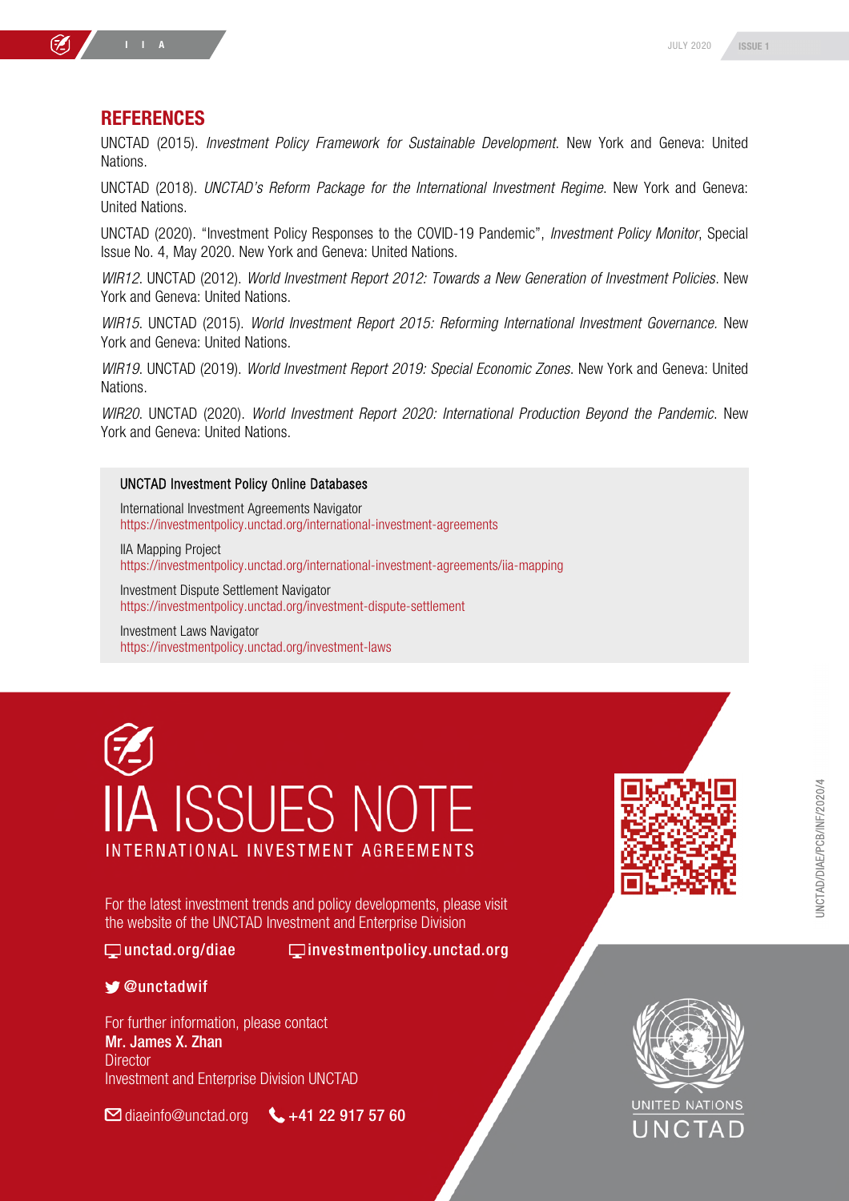## REFERENCES

UNCTAD (2015). *Investment Policy Framework for Sustainable Development*. New York and Geneva: United Nations.

UNCTAD (2018). *UNCTAD's Reform Package for the International Investment Regime*. New York and Geneva: United Nations.

UNCTAD (2020). "Investment Policy Responses to the COVID-19 Pandemic", *Investment Policy Monitor*, Special Issue No. 4, May 2020. New York and Geneva: United Nations.

*WIR12*. UNCTAD (2012). *World Investment Report 2012: Towards a New Generation of Investment Policies*. New York and Geneva: United Nations.

*WIR15*. UNCTAD (2015). *World Investment Report 2015: Reforming International Investment Governance.* New York and Geneva: United Nations.

*WIR19*. UNCTAD (2019). *World Investment Report 2019: Special Economic Zones*. New York and Geneva: United Nations.

*WIR20*. UNCTAD (2020). *World Investment Report 2020: International Production Beyond the Pandemic*. New York and Geneva: United Nations.

**UNCTAD Investment Policy Online Databases**

International Investment Agreements Navigator
https://investmentpolicy.unctad.org/international-investment-agreements

IIA Mapping Project
https://investmentpolicy.unctad.org/international-investment-agreements/iia-mapping

Investment Dispute Settlement Navigator
https://investmentpolicy.unctad.org/investment-dispute-settlement

Investment Laws Navigator
https://investmentpolicy.unctad.org/investment-laws

# IIA ISSUES NOTE

INTERNATIONAL INVESTMENT AGREEMENTS

For the latest investment trends and policy developments, please visit the website of the UNCTAD Investment and Enterprise Division

**unctad.org/diae** **investmentpolicy.unctad.org**

**@unctadwif**

For further information, please contact
**Mr. James X. Zhan**
Director
Investment and Enterprise Division UNCTAD

diaeinfo@unctad.org **+41 22 917 57 60**

UNITED NATIONS
UNCTAD

UNCTAD/DIAE/PCB/INF/2020/4